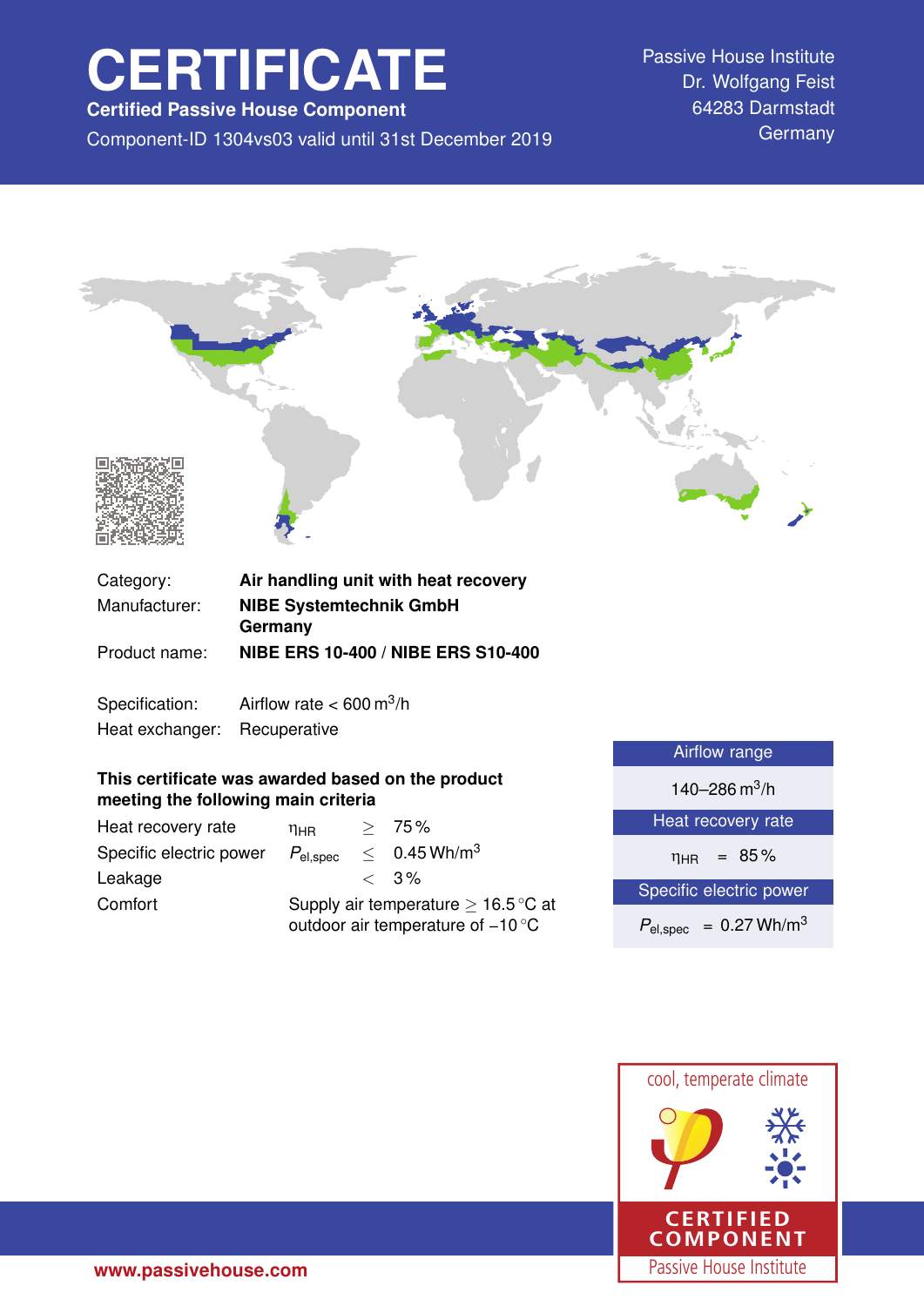# CERTIFICATE

**Certified Passive House Component**

Component-ID 1304vs03 valid until 31st December 2019

Passive House Institute
Dr. Wolfgang Feist
64283 Darmstadt
Germany

| | |
|---|---|
| Category: | **Air handling unit with heat recovery** |
| Manufacturer: | **NIBE Systemtechnik GmbH Germany** |
| Product name: | **NIBE ERS 10-400 / NIBE ERS S10-400** |

| | |
|---|---|
| Specification: | Airflow rate < 600 $m^3$/h |
| Heat exchanger: | Recuperative |

**This certificate was awarded based on the product meeting the following main criteria**

| | | | |
|---|---|---|---|
| Heat recovery rate | $\eta_{HR}$ | $\geq$ | 75 % |
| Specific electric power | $P_{el,spec}$ | $\leq$ | 0.45 Wh/$m^3$ |
| Leakage | | $<$ | 3 % |
| Comfort | Supply air temperature $\geq$ 16.5 °C at outdoor air temperature of –10 °C | | |

| Airflow range |
|---|
| 140–286 $m^3$/h |
| **Heat recovery rate** |
| $\eta_{HR}$ = 85 % |
| **Specific electric power** |
| $P_{el,spec}$ = 0.27 Wh/$m^3$ |

cool, temperate climate

CERTIFIED COMPONENT

Passive House Institute

www.passivehouse.com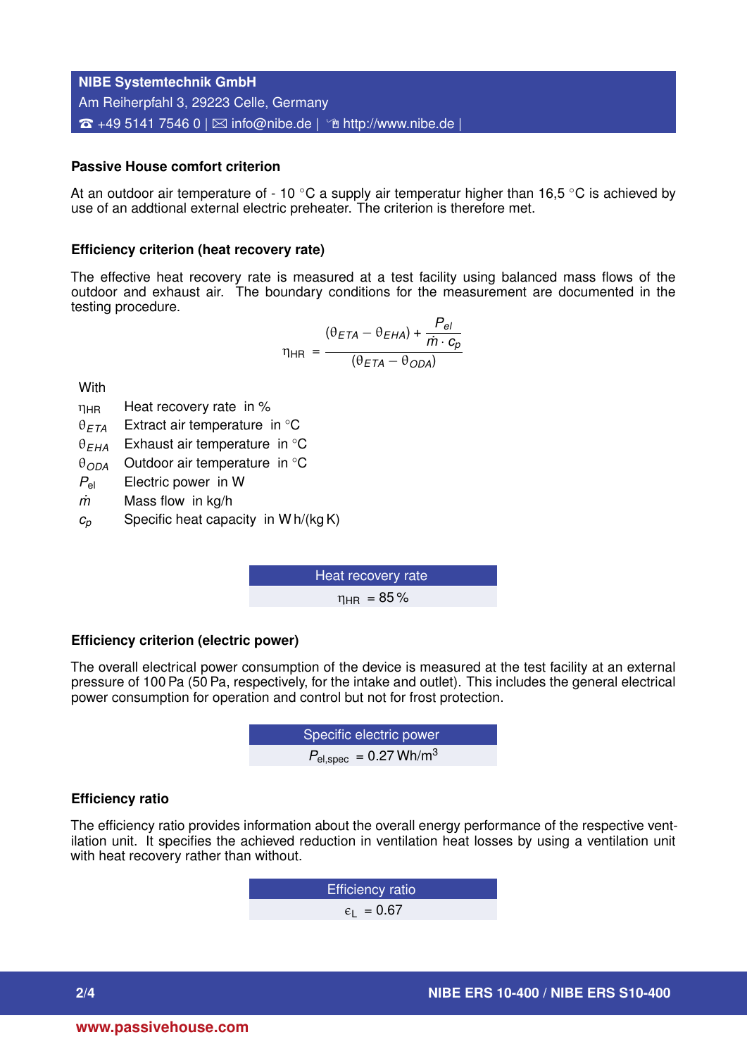## Passive House comfort criterion

At an outdoor air temperature of - 10 °C a supply air temperatur higher than 16,5 °C is achieved by use of an addtional external electric preheater. The criterion is therefore met.

## Efficiency criterion (heat recovery rate)

The effective heat recovery rate is measured at a test facility using balanced mass flows of the outdoor and exhaust air. The boundary conditions for the measurement are documented in the testing procedure.

$$\eta_{HR} = \frac{(\theta_{ETA} - \theta_{EHA}) + \frac{P_{el}}{\dot{m} \cdot c_p}}{(\theta_{ETA} - \theta_{ODA})}$$

With

| | |
|---|---|
| $\eta_{HR}$ | Heat recovery rate in % |
| $\theta_{ETA}$ | Extract air temperature in °C |
| $\theta_{EHA}$ | Exhaust air temperature in °C |
| $\theta_{ODA}$ | Outdoor air temperature in °C |
| $P_{el}$ | Electric power in W |
| $\dot{m}$ | Mass flow in kg/h |
| $c_p$ | Specific heat capacity in W h/(kg K) |

| Heat recovery rate |
|---|
| $\eta_{HR} = 85\,\%$ |

## Efficiency criterion (electric power)

The overall electrical power consumption of the device is measured at the test facility at an external pressure of 100 Pa (50 Pa, respectively, for the intake and outlet). This includes the general electrical power consumption for operation and control but not for frost protection.

| Specific electric power |
|---|
| $P_{el,spec} = 0.27\ \mathrm{Wh/m^3}$ |

## Efficiency ratio

The efficiency ratio provides information about the overall energy performance of the respective ventilation unit. It specifies the achieved reduction in ventilation heat losses by using a ventilation unit with heat recovery rather than without.

| Efficiency ratio |
|---|
| $\epsilon_L = 0.67$ |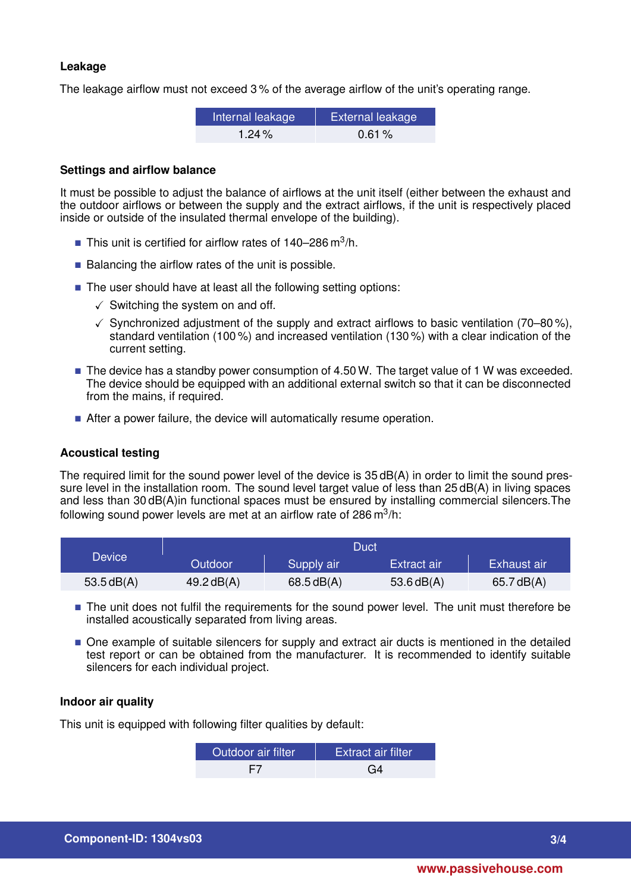### Leakage

The leakage airflow must not exceed 3 % of the average airflow of the unit's operating range.

| Internal leakage | External leakage |
|---|---|
| 1.24 % | 0.61 % |

### Settings and airflow balance

It must be possible to adjust the balance of airflows at the unit itself (either between the exhaust and the outdoor airflows or between the supply and the extract airflows, if the unit is respectively placed inside or outside of the insulated thermal envelope of the building).

- This unit is certified for airflow rates of 140–286 $m^3$/h.
- Balancing the airflow rates of the unit is possible.
- The user should have at least all the following setting options:
  - ✓ Switching the system on and off.
  - ✓ Synchronized adjustment of the supply and extract airflows to basic ventilation (70–80 %), standard ventilation (100 %) and increased ventilation (130 %) with a clear indication of the current setting.
- The device has a standby power consumption of 4.50 W. The target value of 1 W was exceeded. The device should be equipped with an additional external switch so that it can be disconnected from the mains, if required.
- After a power failure, the device will automatically resume operation.

### Acoustical testing

The required limit for the sound power level of the device is 35 dB(A) in order to limit the sound pressure level in the installation room. The sound level target value of less than 25 dB(A) in living spaces and less than 30 dB(A)in functional spaces must be ensured by installing commercial silencers.The following sound power levels are met at an airflow rate of 286 $m^3$/h:

| Device | Duct | | | |
|---|---|---|---|---|
| | Outdoor | Supply air | Extract air | Exhaust air |
| 53.5 dB(A) | 49.2 dB(A) | 68.5 dB(A) | 53.6 dB(A) | 65.7 dB(A) |

- The unit does not fulfil the requirements for the sound power level. The unit must therefore be installed acoustically separated from living areas.
- One example of suitable silencers for supply and extract air ducts is mentioned in the detailed test report or can be obtained from the manufacturer. It is recommended to identify suitable silencers for each individual project.

### Indoor air quality

This unit is equipped with following filter qualities by default:

| Outdoor air filter | Extract air filter |
|---|---|
| F7 | G4 |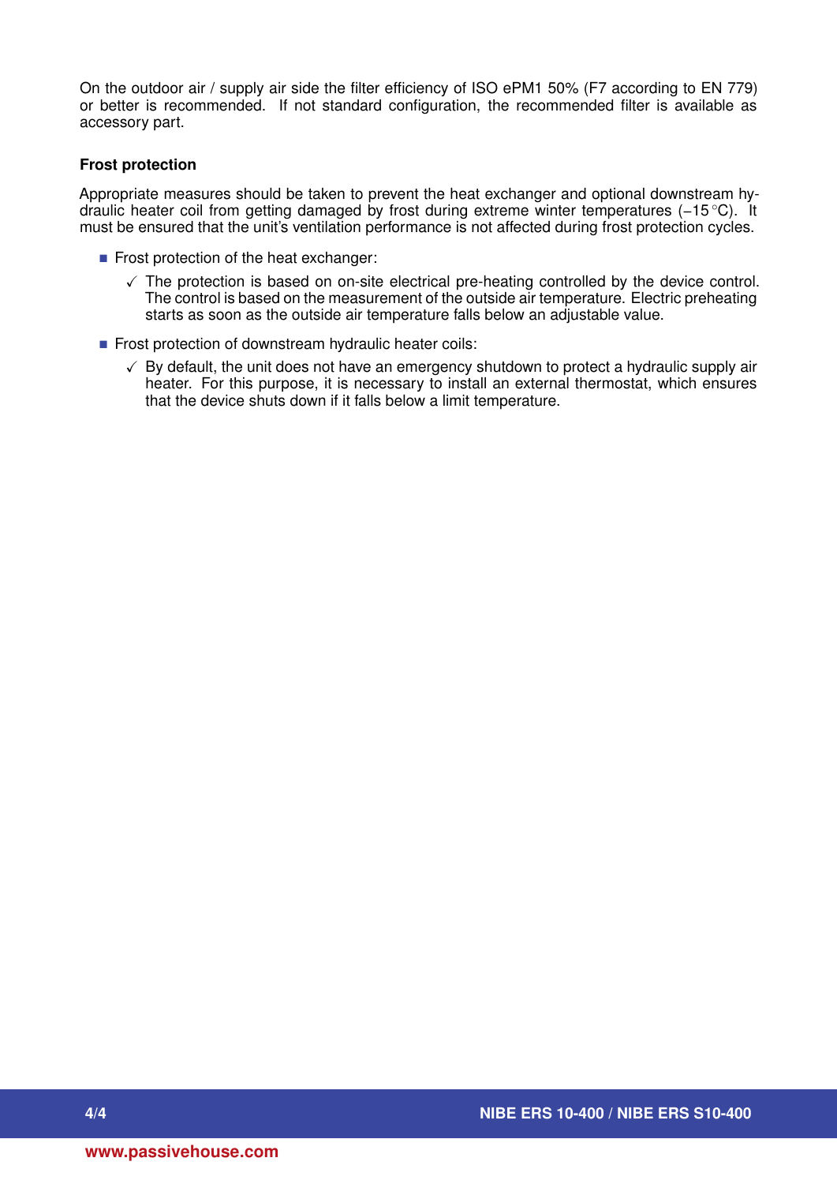On the outdoor air / supply air side the filter efficiency of ISO ePM1 50% (F7 according to EN 779) or better is recommended. If not standard configuration, the recommended filter is available as accessory part.

### Frost protection

Appropriate measures should be taken to prevent the heat exchanger and optional downstream hydraulic heater coil from getting damaged by frost during extreme winter temperatures (−15 °C). It must be ensured that the unit's ventilation performance is not affected during frost protection cycles.

- Frost protection of the heat exchanger:
  - ✓ The protection is based on on-site electrical pre-heating controlled by the device control. The control is based on the measurement of the outside air temperature. Electric preheating starts as soon as the outside air temperature falls below an adjustable value.
- Frost protection of downstream hydraulic heater coils:
  - ✓ By default, the unit does not have an emergency shutdown to protect a hydraulic supply air heater. For this purpose, it is necessary to install an external thermostat, which ensures that the device shuts down if it falls below a limit temperature.